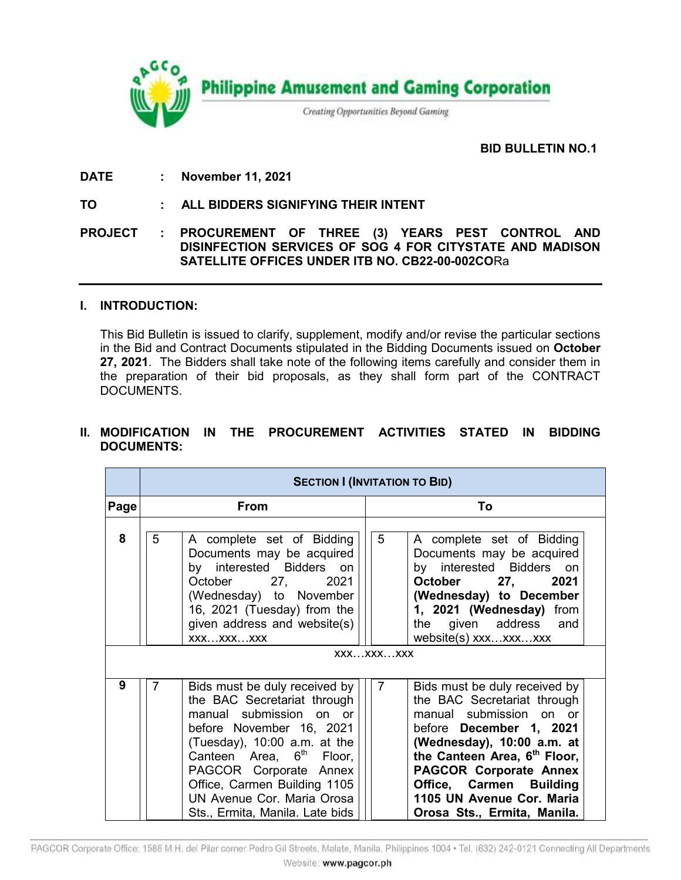**Philippine Amusement and Gaming Corporation**

*Creating Opportunities Beyond Gaming*

**BID BULLETIN NO.1**

**DATE** : **November 11, 2021**

**TO** : **ALL BIDDERS SIGNIFYING THEIR INTENT**

**PROJECT** : **PROCUREMENT OF THREE (3) YEARS PEST CONTROL AND DISINFECTION SERVICES OF SOG 4 FOR CITYSTATE AND MADISON SATELLITE OFFICES UNDER ITB NO. CB22-00-002CO**Ra

## I. INTRODUCTION:

This Bid Bulletin is issued to clarify, supplement, modify and/or revise the particular sections in the Bid and Contract Documents stipulated in the Bidding Documents issued on **October 27, 2021**. The Bidders shall take note of the following items carefully and consider them in the preparation of their bid proposals, as they shall form part of the CONTRACT DOCUMENTS.

## II. MODIFICATION IN THE PROCUREMENT ACTIVITIES STATED IN BIDDING DOCUMENTS:

| | **SECTION I (INVITATION TO BID)** | | | |
|---|---|---|---|---|
| **Page** | **From** | | **To** | |
| **8** | 5 | A complete set of Bidding Documents may be acquired by interested Bidders on October 27, 2021 (Wednesday) to November 16, 2021 (Tuesday) from the given address and website(s) xxx…xxx…xxx | 5 | A complete set of Bidding Documents may be acquired by interested Bidders on **October 27, 2021 (Wednesday) to December 1, 2021 (Wednesday)** from the given address and website(s) xxx…xxx…xxx |
| | xxx…xxx…xxx | | | |
| **9** | 7 | Bids must be duly received by the BAC Secretariat through manual submission on or before November 16, 2021 (Tuesday), 10:00 a.m. at the Canteen Area, 6th Floor, PAGCOR Corporate Annex Office, Carmen Building 1105 UN Avenue Cor. Maria Orosa Sts., Ermita, Manila. Late bids | 7 | Bids must be duly received by the BAC Secretariat through manual submission on or before **December 1, 2021 (Wednesday), 10:00 a.m. at the Canteen Area, 6th Floor, PAGCOR Corporate Annex Office, Carmen Building 1105 UN Avenue Cor. Maria Orosa Sts., Ermita, Manila.** |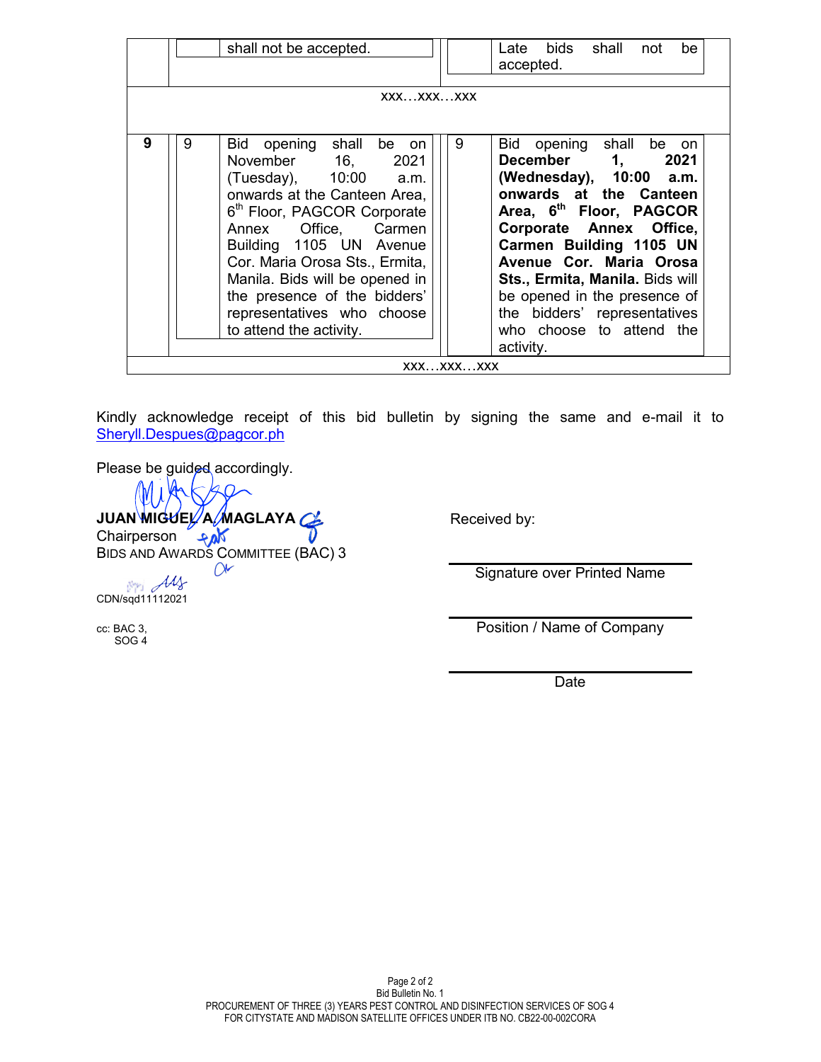| | | | | |
|---|---|---|---|---|
| | | shall not be accepted. | | Late bids shall not be accepted. |
| xxx…xxx…xxx | | | | |
| **9** | 9 | Bid opening shall be on November 16, 2021 (Tuesday), 10:00 a.m. onwards at the Canteen Area, 6th Floor, PAGCOR Corporate Annex Office, Carmen Building 1105 UN Avenue Cor. Maria Orosa Sts., Ermita, Manila. Bids will be opened in the presence of the bidders' representatives who choose to attend the activity. | 9 | Bid opening shall be on **December 1, 2021 (Wednesday), 10:00 a.m. onwards at the Canteen Area, 6th Floor, PAGCOR Corporate Annex Office, Carmen Building 1105 UN Avenue Cor. Maria Orosa Sts., Ermita, Manila.** Bids will be opened in the presence of the bidders' representatives who choose to attend the activity. |
| xxx…xxx…xxx | | | | |

Kindly acknowledge receipt of this bid bulletin by signing the same and e-mail it to Sheryll.Despues@pagcor.ph

Please be guided accordingly.

**JUAN MIGUEL A. MAGLAYA**
Chairperson
BIDS AND AWARDS COMMITTEE (BAC) 3

CDN/sqd11112021

cc: BAC 3,
SOG 4

Received by:

Signature over Printed Name

Position / Name of Company

Date

Bid Bulletin No. 1
PROCUREMENT OF THREE (3) YEARS PEST CONTROL AND DISINFECTION SERVICES OF SOG 4 FOR CITYSTATE AND MADISON SATELLITE OFFICES UNDER ITB NO. CB22-00-002CORA